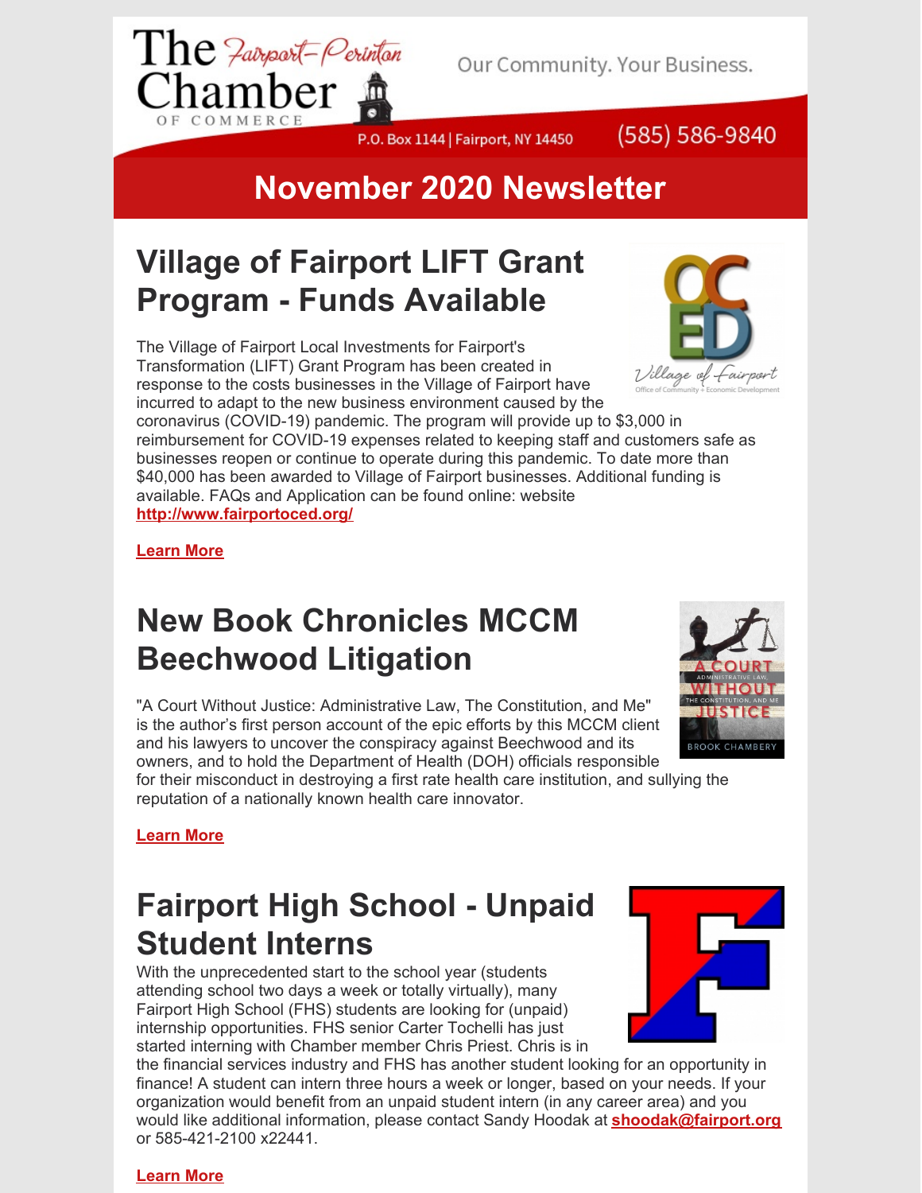The Fairport-Perinton Chamber of Commerce

Our Community. Your Business.

P.O. Box 1144 | Fairport, NY 14450 (585) 586-9840

# November 2020 Newsletter

## Village of Fairport LIFT Grant Program - Funds Available

The Village of Fairport Local Investments for Fairport's Transformation (LIFT) Grant Program has been created in response to the costs businesses in the Village of Fairport have incurred to adapt to the new business environment caused by the coronavirus (COVID-19) pandemic. The program will provide up to $3,000 in reimbursement for COVID-19 expenses related to keeping staff and customers safe as businesses reopen or continue to operate during this pandemic. To date more than $40,000 has been awarded to Village of Fairport businesses. Additional funding is available. FAQs and Application can be found online: website **http://www.fairportoced.org/**

**Learn More**

## New Book Chronicles MCCM Beechwood Litigation

"A Court Without Justice: Administrative Law, The Constitution, and Me" is the author's first person account of the epic efforts by this MCCM client and his lawyers to uncover the conspiracy against Beechwood and its owners, and to hold the Department of Health (DOH) officials responsible for their misconduct in destroying a first rate health care institution, and sullying the reputation of a nationally known health care innovator.

**Learn More**

## Fairport High School - Unpaid Student Interns

With the unprecedented start to the school year (students attending school two days a week or totally virtually), many Fairport High School (FHS) students are looking for (unpaid) internship opportunities. FHS senior Carter Tochelli has just started interning with Chamber member Chris Priest. Chris is in the financial services industry and FHS has another student looking for an opportunity in finance! A student can intern three hours a week or longer, based on your needs. If your organization would benefit from an unpaid student intern (in any career area) and you would like additional information, please contact Sandy Hoodak at **shoodak@fairport.org** or 585-421-2100 x22441.

**Learn More**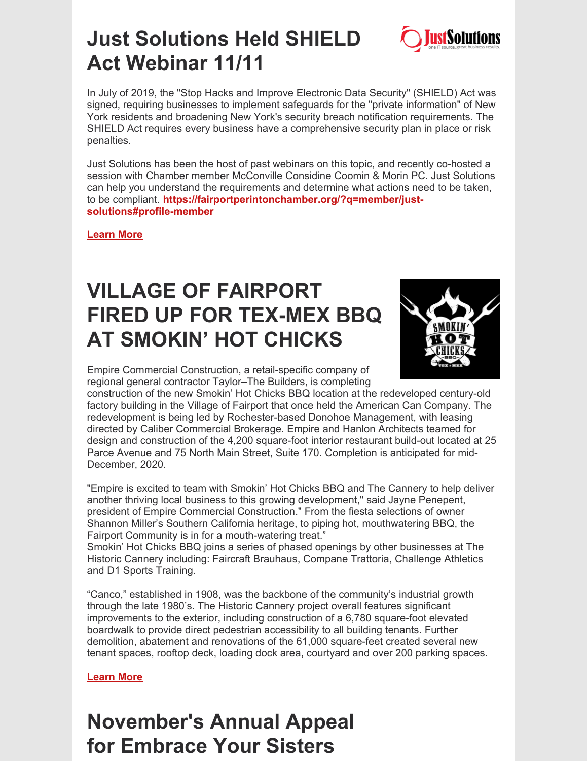# Just Solutions Held SHIELD Act Webinar 11/11

In July of 2019, the "Stop Hacks and Improve Electronic Data Security" (SHIELD) Act was signed, requiring businesses to implement safeguards for the "private information" of New York residents and broadening New York's security breach notification requirements. The SHIELD Act requires every business have a comprehensive security plan in place or risk penalties.

Just Solutions has been the host of past webinars on this topic, and recently co-hosted a session with Chamber member McConville Considine Coomin & Morin PC. Just Solutions can help you understand the requirements and determine what actions need to be taken, to be compliant. **https://fairportperintonchamber.org/?q=member/just-solutions#profile-member**

**Learn More**

# VILLAGE OF FAIRPORT FIRED UP FOR TEX-MEX BBQ AT SMOKIN' HOT CHICKS

Empire Commercial Construction, a retail-specific company of regional general contractor Taylor–The Builders, is completing construction of the new Smokin' Hot Chicks BBQ location at the redeveloped century-old factory building in the Village of Fairport that once held the American Can Company. The redevelopment is being led by Rochester-based Donohoe Management, with leasing directed by Caliber Commercial Brokerage. Empire and Hanlon Architects teamed for design and construction of the 4,200 square-foot interior restaurant build-out located at 25 Parce Avenue and 75 North Main Street, Suite 170. Completion is anticipated for mid-December, 2020.

"Empire is excited to team with Smokin' Hot Chicks BBQ and The Cannery to help deliver another thriving local business to this growing development," said Jayne Penepent, president of Empire Commercial Construction." From the fiesta selections of owner Shannon Miller's Southern California heritage, to piping hot, mouthwatering BBQ, the Fairport Community is in for a mouth-watering treat."
Smokin' Hot Chicks BBQ joins a series of phased openings by other businesses at The Historic Cannery including: Faircraft Brauhaus, Compane Trattoria, Challenge Athletics and D1 Sports Training.

"Canco," established in 1908, was the backbone of the community's industrial growth through the late 1980's. The Historic Cannery project overall features significant improvements to the exterior, including construction of a 6,780 square-foot elevated boardwalk to provide direct pedestrian accessibility to all building tenants. Further demolition, abatement and renovations of the 61,000 square-feet created several new tenant spaces, rooftop deck, loading dock area, courtyard and over 200 parking spaces.

**Learn More**

# November's Annual Appeal for Embrace Your Sisters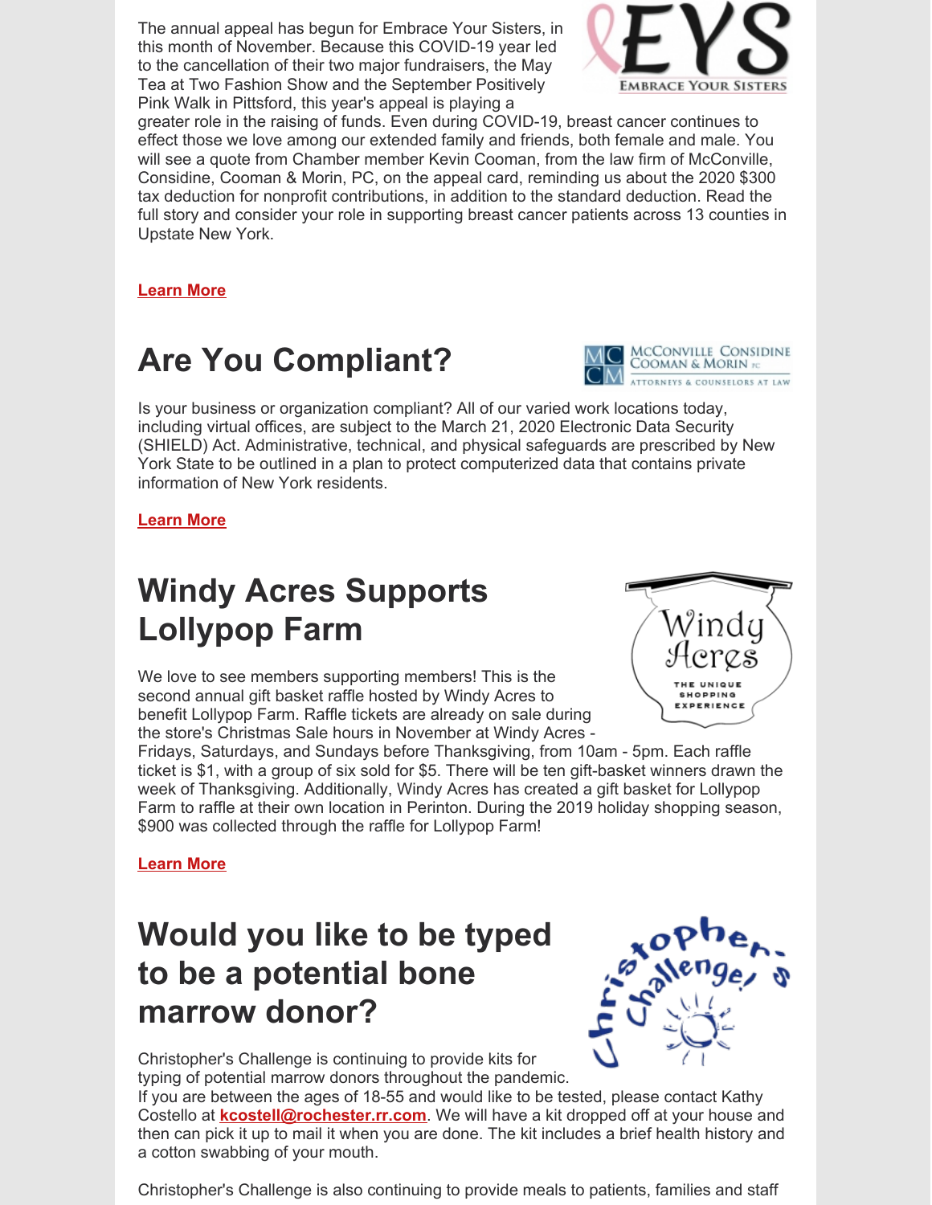The annual appeal has begun for Embrace Your Sisters, in this month of November. Because this COVID-19 year led to the cancellation of their two major fundraisers, the May Tea at Two Fashion Show and the September Positively Pink Walk in Pittsford, this year's appeal is playing a greater role in the raising of funds. Even during COVID-19, breast cancer continues to effect those we love among our extended family and friends, both female and male. You will see a quote from Chamber member Kevin Cooman, from the law firm of McConville, Considine, Cooman & Morin, PC, on the appeal card, reminding us about the 2020 $300 tax deduction for nonprofit contributions, in addition to the standard deduction. Read the full story and consider your role in supporting breast cancer patients across 13 counties in Upstate New York.

**Learn More**

# Are You Compliant?

Is your business or organization compliant? All of our varied work locations today, including virtual offices, are subject to the March 21, 2020 Electronic Data Security (SHIELD) Act. Administrative, technical, and physical safeguards are prescribed by New York State to be outlined in a plan to protect computerized data that contains private information of New York residents.

**Learn More**

# Windy Acres Supports Lollypop Farm

We love to see members supporting members! This is the second annual gift basket raffle hosted by Windy Acres to benefit Lollypop Farm. Raffle tickets are already on sale during the store's Christmas Sale hours in November at Windy Acres - Fridays, Saturdays, and Sundays before Thanksgiving, from 10am - 5pm. Each raffle ticket is $1, with a group of six sold for $5. There will be ten gift-basket winners drawn the week of Thanksgiving. Additionally, Windy Acres has created a gift basket for Lollypop Farm to raffle at their own location in Perinton. During the 2019 holiday shopping season, $900 was collected through the raffle for Lollypop Farm!

**Learn More**

# Would you like to be typed to be a potential bone marrow donor?

Christopher's Challenge is continuing to provide kits for typing of potential marrow donors throughout the pandemic. If you are between the ages of 18-55 and would like to be tested, please contact Kathy Costello at **kcostell@rochester.rr.com**. We will have a kit dropped off at your house and then can pick it up to mail it when you are done. The kit includes a brief health history and a cotton swabbing of your mouth.

Christopher's Challenge is also continuing to provide meals to patients, families and staff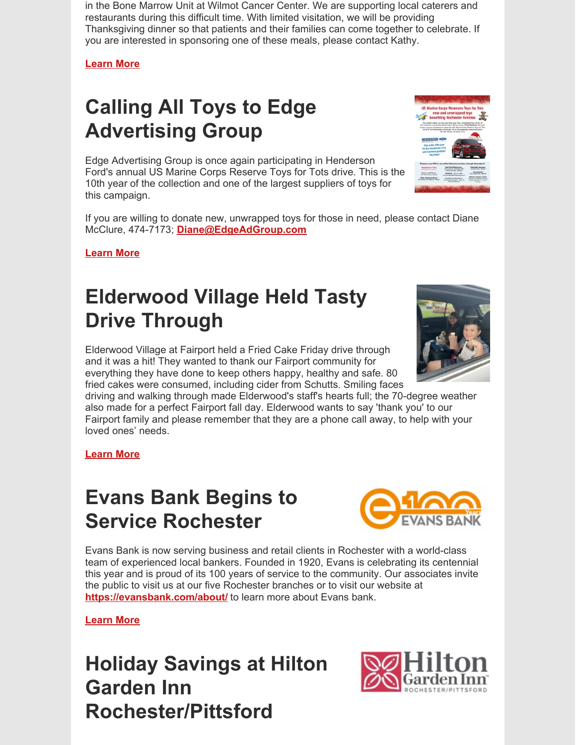in the Bone Marrow Unit at Wilmot Cancer Center. We are supporting local caterers and restaurants during this difficult time. With limited visitation, we will be providing Thanksgiving dinner so that patients and their families can come together to celebrate. If you are interested in sponsoring one of these meals, please contact Kathy.

**Learn More**

# Calling All Toys to Edge Advertising Group

Edge Advertising Group is once again participating in Henderson Ford's annual US Marine Corps Reserve Toys for Tots drive. This is the 10th year of the collection and one of the largest suppliers of toys for this campaign.

If you are willing to donate new, unwrapped toys for those in need, please contact Diane McClure, 474-7173; **Diane@EdgeAdGroup.com**

**Learn More**

# Elderwood Village Held Tasty Drive Through

Elderwood Village at Fairport held a Fried Cake Friday drive through and it was a hit! They wanted to thank our Fairport community for everything they have done to keep others happy, healthy and safe. 80 fried cakes were consumed, including cider from Schutts. Smiling faces driving and walking through made Elderwood's staff's hearts full; the 70-degree weather also made for a perfect Fairport fall day. Elderwood wants to say 'thank you' to our Fairport family and please remember that they are a phone call away, to help with your loved ones' needs.

**Learn More**

# Evans Bank Begins to Service Rochester

Evans Bank is now serving business and retail clients in Rochester with a world-class team of experienced local bankers. Founded in 1920, Evans is celebrating its centennial this year and is proud of its 100 years of service to the community. Our associates invite the public to visit us at our five Rochester branches or to visit our website at **https://evansbank.com/about/** to learn more about Evans bank.

**Learn More**

# Holiday Savings at Hilton Garden Inn Rochester/Pittsford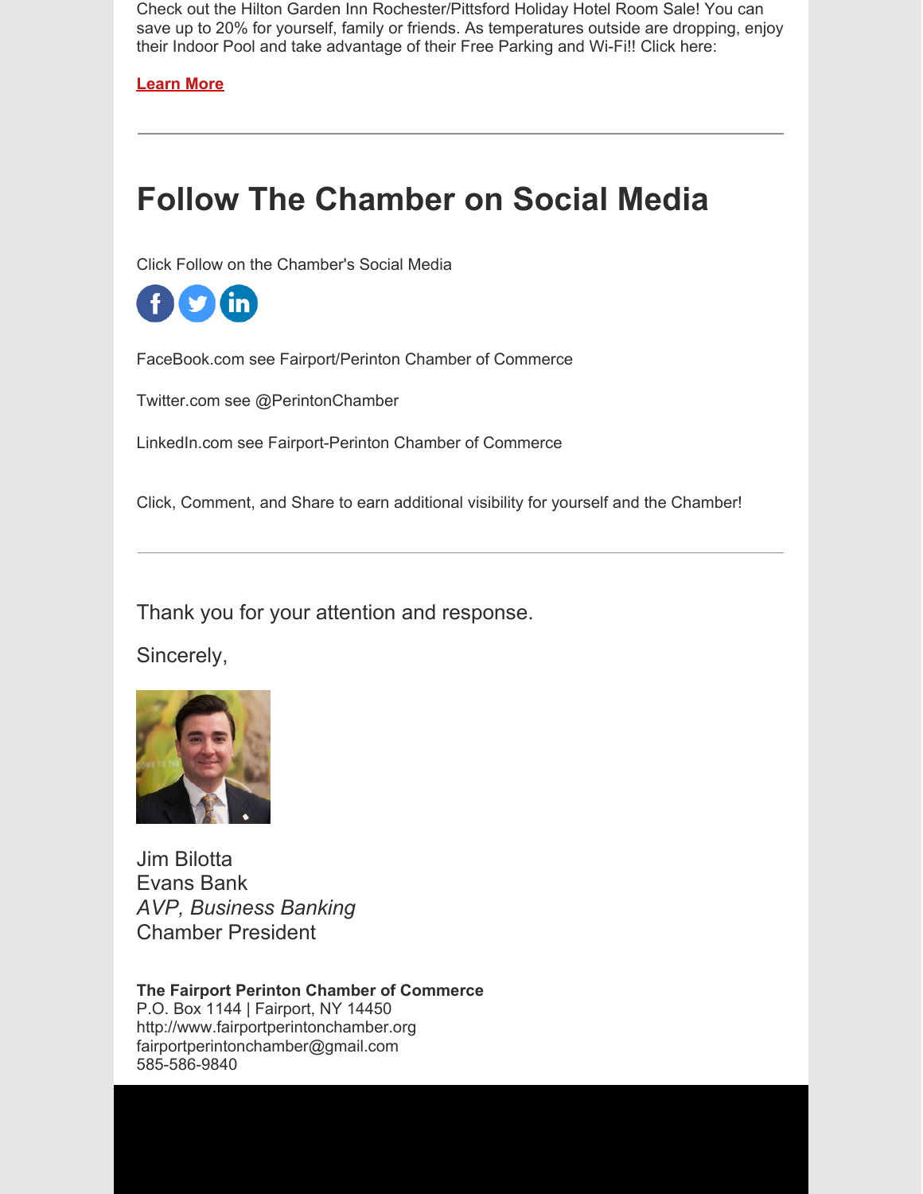Check out the Hilton Garden Inn Rochester/Pittsford Holiday Hotel Room Sale! You can save up to 20% for yourself, family or friends. As temperatures outside are dropping, enjoy their Indoor Pool and take advantage of their Free Parking and Wi-Fi!! Click here:

**Learn More**

---

# Follow The Chamber on Social Media

Click Follow on the Chamber's Social Media

FaceBook.com see Fairport/Perinton Chamber of Commerce

Twitter.com see @PerintonChamber

LinkedIn.com see Fairport-Perinton Chamber of Commerce

Click, Comment, and Share to earn additional visibility for yourself and the Chamber!

---

Thank you for your attention and response.

Sincerely,

Jim Bilotta
Evans Bank
*AVP, Business Banking*
Chamber President

**The Fairport Perinton Chamber of Commerce**
P.O. Box 1144 | Fairport, NY 14450
http://www.fairportperintonchamber.org
fairportperintonchamber@gmail.com
585-586-9840